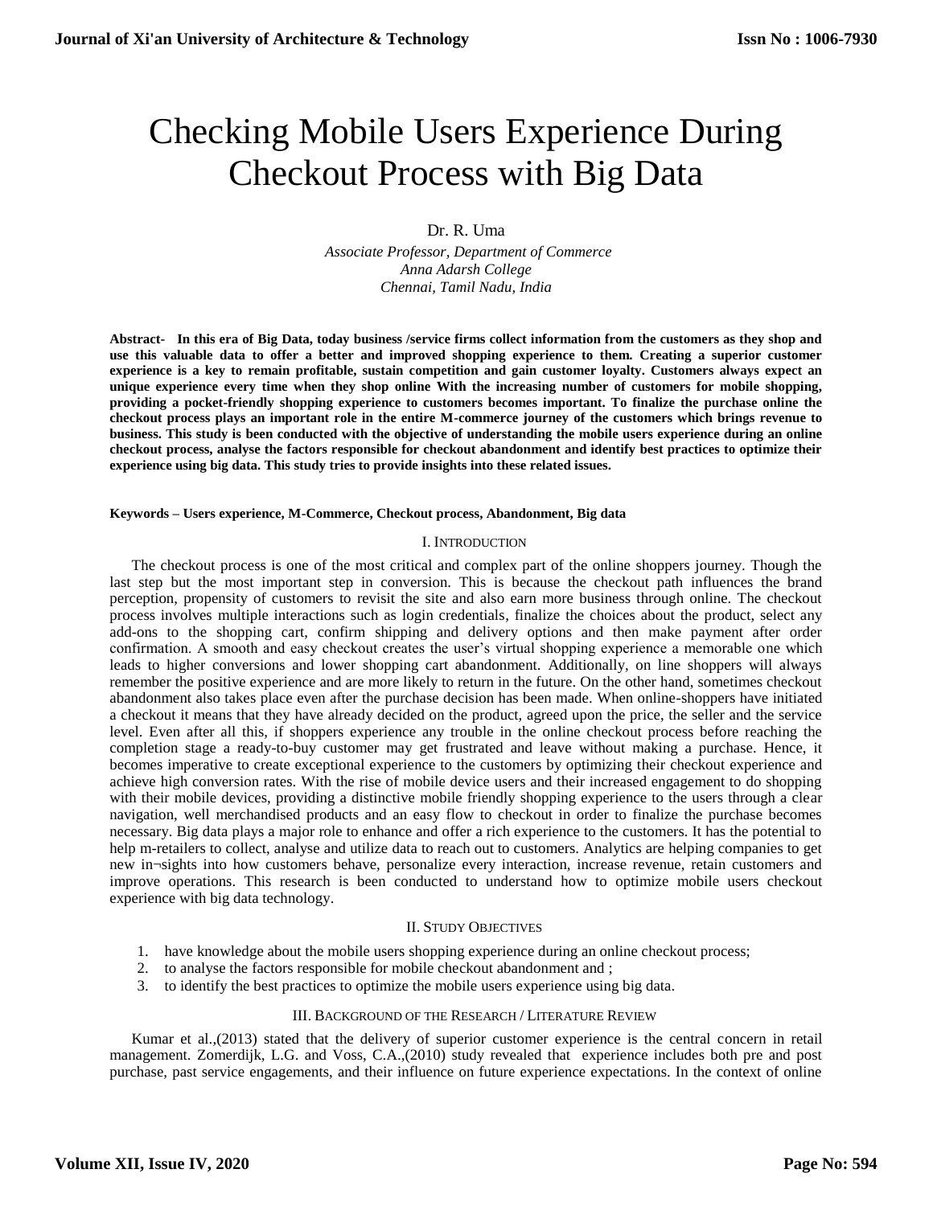# Checking Mobile Users Experience During Checkout Process with Big Data

Dr. R. Uma

*Associate Professor, Department of Commerce*
*Anna Adarsh College*
*Chennai, Tamil Nadu, India*

**Abstract- In this era of Big Data, today business /service firms collect information from the customers as they shop and use this valuable data to offer a better and improved shopping experience to them. Creating a superior customer experience is a key to remain profitable, sustain competition and gain customer loyalty. Customers always expect an unique experience every time when they shop online With the increasing number of customers for mobile shopping, providing a pocket-friendly shopping experience to customers becomes important. To finalize the purchase online the checkout process plays an important role in the entire M-commerce journey of the customers which brings revenue to business. This study is been conducted with the objective of understanding the mobile users experience during an online checkout process, analyse the factors responsible for checkout abandonment and identify best practices to optimize their experience using big data. This study tries to provide insights into these related issues.**

**Keywords – Users experience, M-Commerce, Checkout process, Abandonment, Big data**

## I. Introduction

The checkout process is one of the most critical and complex part of the online shoppers journey. Though the last step but the most important step in conversion. This is because the checkout path influences the brand perception, propensity of customers to revisit the site and also earn more business through online. The checkout process involves multiple interactions such as login credentials, finalize the choices about the product, select any add-ons to the shopping cart, confirm shipping and delivery options and then make payment after order confirmation. A smooth and easy checkout creates the user's virtual shopping experience a memorable one which leads to higher conversions and lower shopping cart abandonment. Additionally, on line shoppers will always remember the positive experience and are more likely to return in the future. On the other hand, sometimes checkout abandonment also takes place even after the purchase decision has been made. When online-shoppers have initiated a checkout it means that they have already decided on the product, agreed upon the price, the seller and the service level. Even after all this, if shoppers experience any trouble in the online checkout process before reaching the completion stage a ready-to-buy customer may get frustrated and leave without making a purchase. Hence, it becomes imperative to create exceptional experience to the customers by optimizing their checkout experience and achieve high conversion rates. With the rise of mobile device users and their increased engagement to do shopping with their mobile devices, providing a distinctive mobile friendly shopping experience to the users through a clear navigation, well merchandised products and an easy flow to checkout in order to finalize the purchase becomes necessary. Big data plays a major role to enhance and offer a rich experience to the customers. It has the potential to help m-retailers to collect, analyse and utilize data to reach out to customers. Analytics are helping companies to get new in¬sights into how customers behave, personalize every interaction, increase revenue, retain customers and improve operations. This research is been conducted to understand how to optimize mobile users checkout experience with big data technology.

## II. Study Objectives

1. have knowledge about the mobile users shopping experience during an online checkout process;
2. to analyse the factors responsible for mobile checkout abandonment and ;
3. to identify the best practices to optimize the mobile users experience using big data.

## III. Background of the Research / Literature Review

Kumar et al.,(2013) stated that the delivery of superior customer experience is the central concern in retail management. Zomerdijk, L.G. and Voss, C.A.,(2010) study revealed that experience includes both pre and post purchase, past service engagements, and their influence on future experience expectations. In the context of online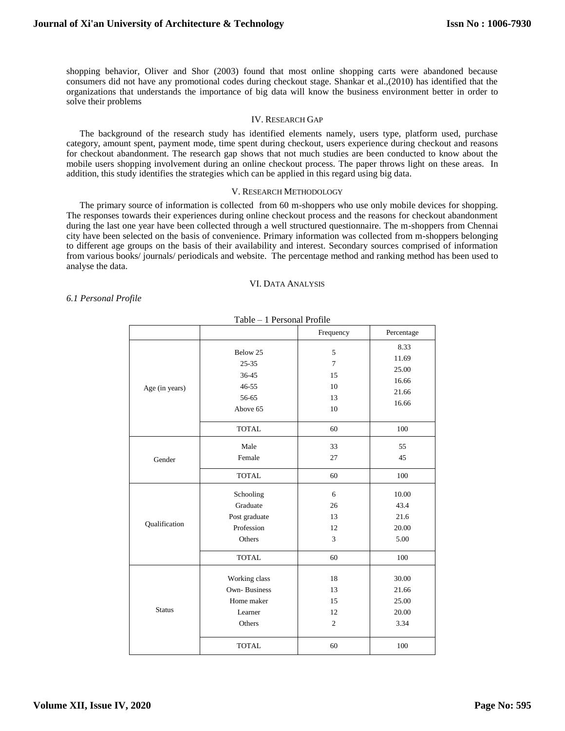shopping behavior, Oliver and Shor (2003) found that most online shopping carts were abandoned because consumers did not have any promotional codes during checkout stage. Shankar et al.,(2010) has identified that the organizations that understands the importance of big data will know the business environment better in order to solve their problems

## IV. Research Gap

The background of the research study has identified elements namely, users type, platform used, purchase category, amount spent, payment mode, time spent during checkout, users experience during checkout and reasons for checkout abandonment. The research gap shows that not much studies are been conducted to know about the mobile users shopping involvement during an online checkout process. The paper throws light on these areas. In addition, this study identifies the strategies which can be applied in this regard using big data.

## V. Research Methodology

The primary source of information is collected from 60 m-shoppers who use only mobile devices for shopping. The responses towards their experiences during online checkout process and the reasons for checkout abandonment during the last one year have been collected through a well structured questionnaire. The m-shoppers from Chennai city have been selected on the basis of convenience. Primary information was collected from m-shoppers belonging to different age groups on the basis of their availability and interest. Secondary sources comprised of information from various books/ journals/ periodicals and website. The percentage method and ranking method has been used to analyse the data.

## VI. Data Analysis

### *6.1 Personal Profile*

Table – 1 Personal Profile

| | | Frequency | Percentage |
|---|---|---|---|
| Age (in years) | Below 25 | 5 | 8.33 |
| | 25-35 | 7 | 11.69 |
| | 36-45 | 15 | 25.00 |
| | 46-55 | 10 | 16.66 |
| | 56-65 | 13 | 21.66 |
| | Above 65 | 10 | 16.66 |
| | TOTAL | 60 | 100 |
| Gender | Male | 33 | 55 |
| | Female | 27 | 45 |
| | TOTAL | 60 | 100 |
| Qualification | Schooling | 6 | 10.00 |
| | Graduate | 26 | 43.4 |
| | Post graduate | 13 | 21.6 |
| | Profession | 12 | 20.00 |
| | Others | 3 | 5.00 |
| | TOTAL | 60 | 100 |
| Status | Working class | 18 | 30.00 |
| | Own- Business | 13 | 21.66 |
| | Home maker | 15 | 25.00 |
| | Learner | 12 | 20.00 |
| | Others | 2 | 3.34 |
| | TOTAL | 60 | 100 |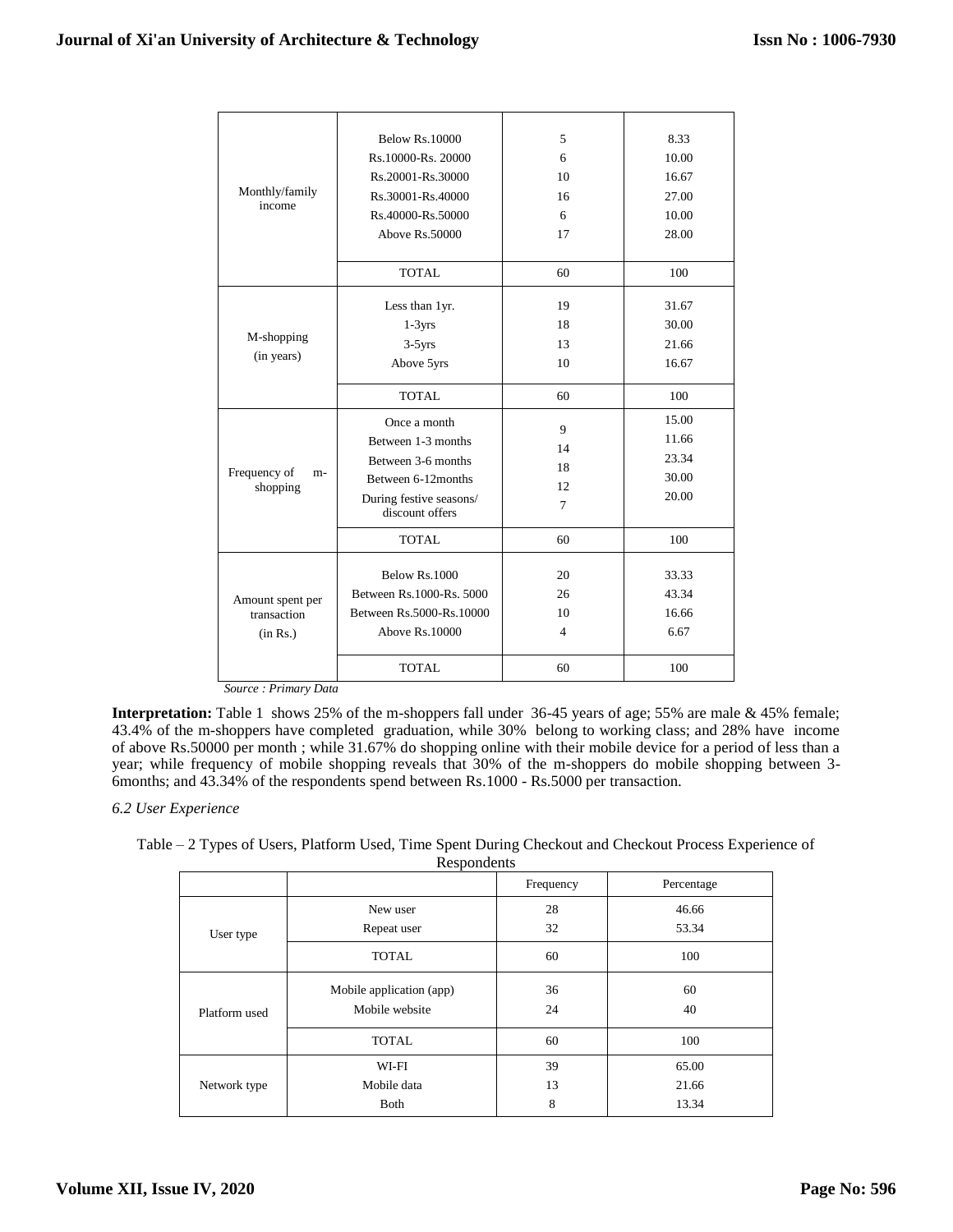| | | | |
|---|---|---|---|
| Monthly/family income | Below Rs.10000 | 5 | 8.33 |
| | Rs.10000-Rs. 20000 | 6 | 10.00 |
| | Rs.20001-Rs.30000 | 10 | 16.67 |
| | Rs.30001-Rs.40000 | 16 | 27.00 |
| | Rs.40000-Rs.50000 | 6 | 10.00 |
| | Above Rs.50000 | 17 | 28.00 |
| | TOTAL | 60 | 100 |
| M-shopping (in years) | Less than 1yr. | 19 | 31.67 |
| | 1-3yrs | 18 | 30.00 |
| | 3-5yrs | 13 | 21.66 |
| | Above 5yrs | 10 | 16.67 |
| | TOTAL | 60 | 100 |
| Frequency of m-shopping | Once a month | 9 | 15.00 |
| | Between 1-3 months | 14 | 11.66 |
| | Between 3-6 months | 18 | 23.34 |
| | Between 6-12months | 12 | 30.00 |
| | During festive seasons/ discount offers | 7 | 20.00 |
| | TOTAL | 60 | 100 |
| Amount spent per transaction (in Rs.) | Below Rs.1000 | 20 | 33.33 |
| | Between Rs.1000-Rs. 5000 | 26 | 43.34 |
| | Between Rs.5000-Rs.10000 | 10 | 16.66 |
| | Above Rs.10000 | 4 | 6.67 |
| | TOTAL | 60 | 100 |

*Source : Primary Data*

**Interpretation:** Table 1 shows 25% of the m-shoppers fall under 36-45 years of age; 55% are male & 45% female; 43.4% of the m-shoppers have completed graduation, while 30% belong to working class; and 28% have income of above Rs.50000 per month ; while 31.67% do shopping online with their mobile device for a period of less than a year; while frequency of mobile shopping reveals that 30% of the m-shoppers do mobile shopping between 3-6months; and 43.34% of the respondents spend between Rs.1000 - Rs.5000 per transaction.

*6.2 User Experience*

Table – 2 Types of Users, Platform Used, Time Spent During Checkout and Checkout Process Experience of Respondents

| | | Frequency | Percentage |
|---|---|---|---|
| User type | New user | 28 | 46.66 |
| | Repeat user | 32 | 53.34 |
| | TOTAL | 60 | 100 |
| Platform used | Mobile application (app) | 36 | 60 |
| | Mobile website | 24 | 40 |
| | TOTAL | 60 | 100 |
| Network type | WI-FI | 39 | 65.00 |
| | Mobile data | 13 | 21.66 |
| | Both | 8 | 13.34 |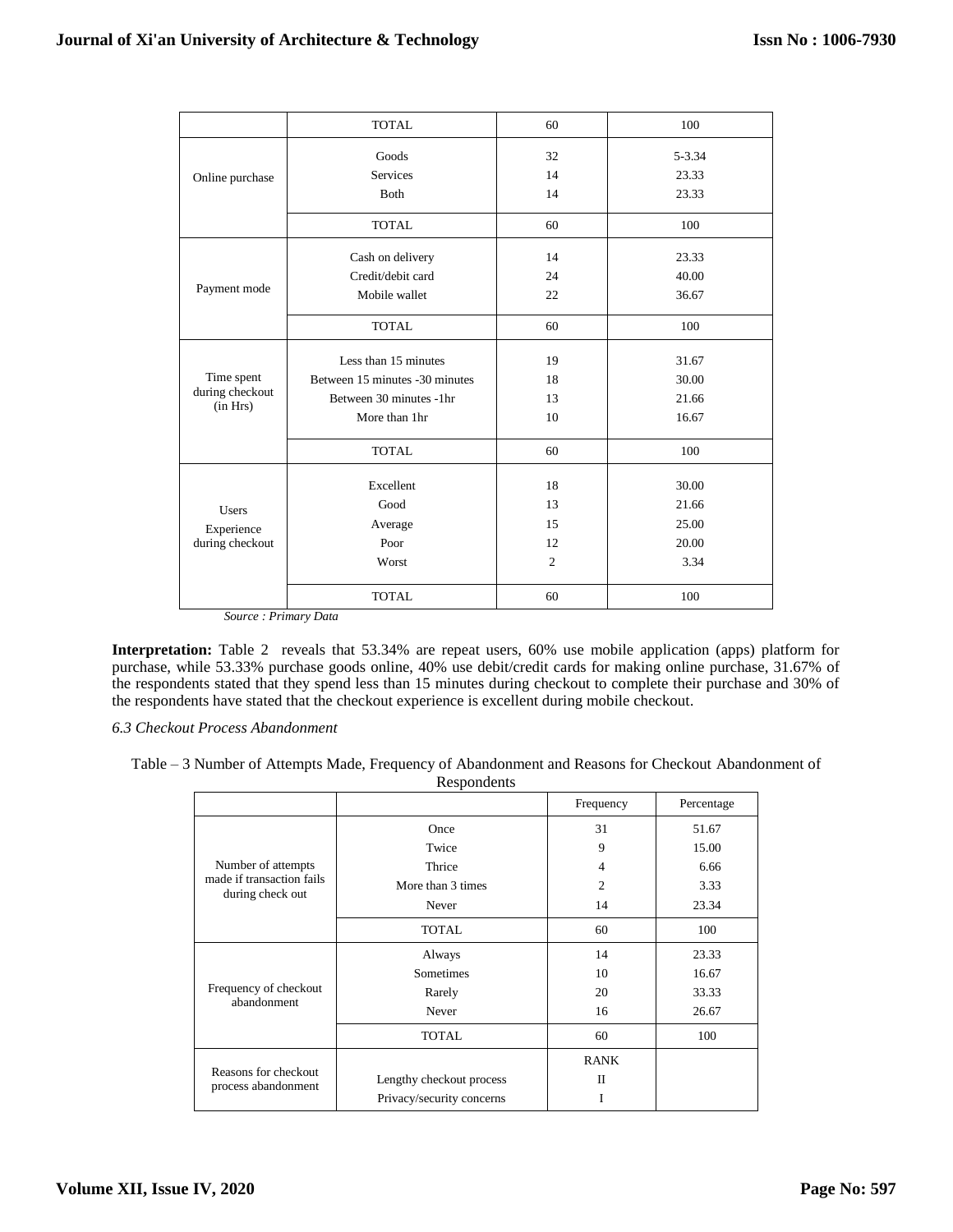| | | | |
|---|---|---|---|
| | TOTAL | 60 | 100 |
| Online purchase | Goods<br>Services<br>Both | 32<br>14<br>14 | 5-3.34<br>23.33<br>23.33 |
| | TOTAL | 60 | 100 |
| Payment mode | Cash on delivery<br>Credit/debit card<br>Mobile wallet | 14<br>24<br>22 | 23.33<br>40.00<br>36.67 |
| | TOTAL | 60 | 100 |
| Time spent during checkout (in Hrs) | Less than 15 minutes<br>Between 15 minutes -30 minutes<br>Between 30 minutes -1hr<br>More than 1hr | 19<br>18<br>13<br>10 | 31.67<br>30.00<br>21.66<br>16.67 |
| | TOTAL | 60 | 100 |
| Users Experience during checkout | Excellent<br>Good<br>Average<br>Poor<br>Worst | 18<br>13<br>15<br>12<br>2 | 30.00<br>21.66<br>25.00<br>20.00<br>3.34 |
| | TOTAL | 60 | 100 |

*Source : Primary Data*

**Interpretation:** Table 2 reveals that 53.34% are repeat users, 60% use mobile application (apps) platform for purchase, while 53.33% purchase goods online, 40% use debit/credit cards for making online purchase, 31.67% of the respondents stated that they spend less than 15 minutes during checkout to complete their purchase and 30% of the respondents have stated that the checkout experience is excellent during mobile checkout.

*6.3 Checkout Process Abandonment*

Table – 3 Number of Attempts Made, Frequency of Abandonment and Reasons for Checkout Abandonment of Respondents

| | | Frequency | Percentage |
|---|---|---|---|
| Number of attempts made if transaction fails during check out | Once<br>Twice<br>Thrice<br>More than 3 times<br>Never | 31<br>9<br>4<br>2<br>14 | 51.67<br>15.00<br>6.66<br>3.33<br>23.34 |
| | TOTAL | 60 | 100 |
| Frequency of checkout abandonment | Always<br>Sometimes<br>Rarely<br>Never | 14<br>10<br>20<br>16 | 23.33<br>16.67<br>33.33<br>26.67 |
| | TOTAL | 60 | 100 |
| Reasons for checkout process abandonment | <br>Lengthy checkout process<br>Privacy/security concerns | RANK<br>II<br>I | |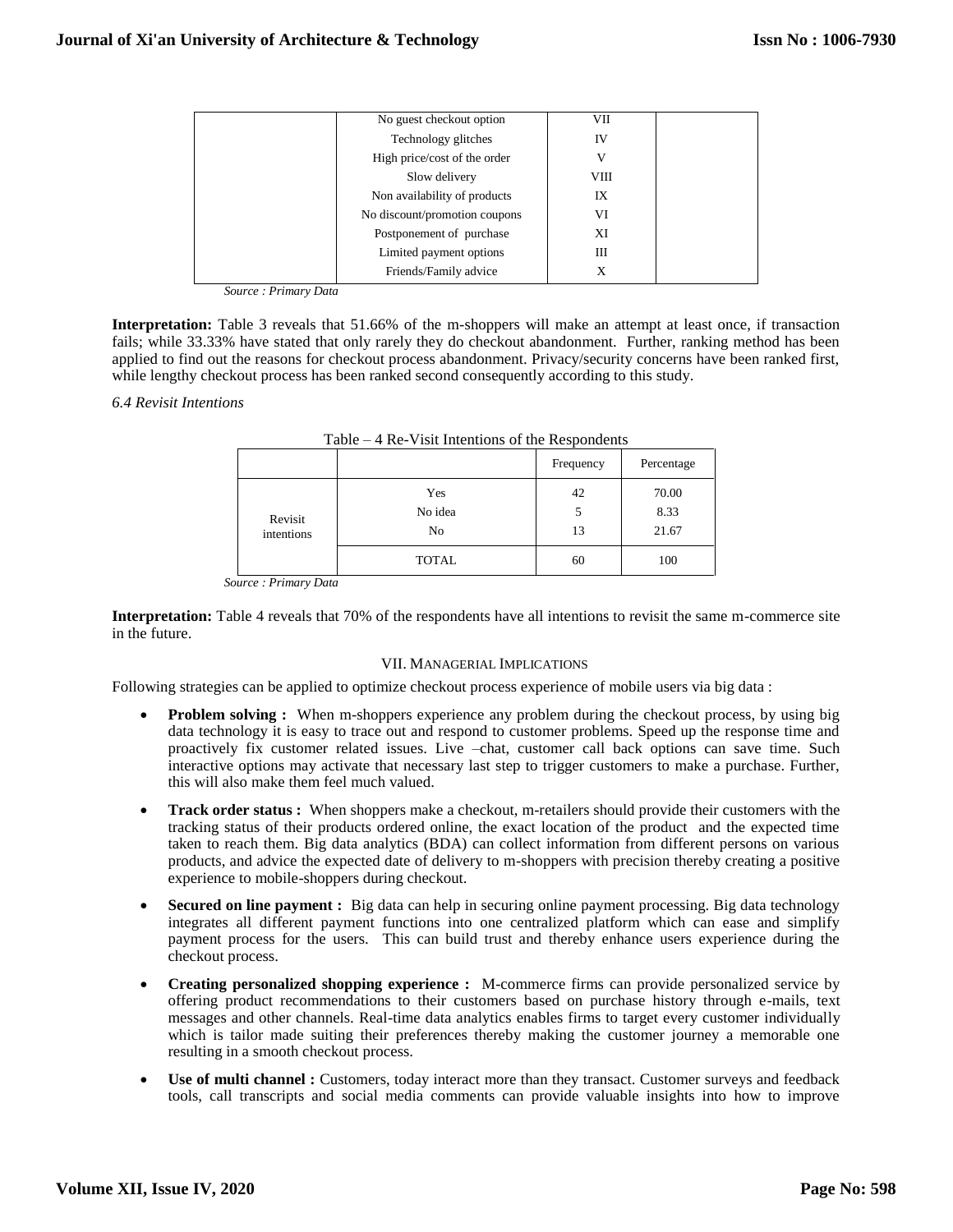|  | No guest checkout option | VII |  |
|---|---|---|---|
|  | Technology glitches | IV |  |
|  | High price/cost of the order | V |  |
|  | Slow delivery | VIII |  |
|  | Non availability of products | IX |  |
|  | No discount/promotion coupons | VI |  |
|  | Postponement of purchase | XI |  |
|  | Limited payment options | III |  |
|  | Friends/Family advice | X |  |

*Source : Primary Data*

**Interpretation:** Table 3 reveals that 51.66% of the m-shoppers will make an attempt at least once, if transaction fails; while 33.33% have stated that only rarely they do checkout abandonment. Further, ranking method has been applied to find out the reasons for checkout process abandonment. Privacy/security concerns have been ranked first, while lengthy checkout process has been ranked second consequently according to this study.

*6.4 Revisit Intentions*

Table – 4 Re-Visit Intentions of the Respondents

|  |  | Frequency | Percentage |
|---|---|---|---|
| Revisit intentions | Yes | 42 | 70.00 |
|  | No idea | 5 | 8.33 |
|  | No | 13 | 21.67 |
|  | TOTAL | 60 | 100 |

*Source : Primary Data*

**Interpretation:** Table 4 reveals that 70% of the respondents have all intentions to revisit the same m-commerce site in the future.

## VII. Managerial Implications

Following strategies can be applied to optimize checkout process experience of mobile users via big data :

- **Problem solving :** When m-shoppers experience any problem during the checkout process, by using big data technology it is easy to trace out and respond to customer problems. Speed up the response time and proactively fix customer related issues. Live –chat, customer call back options can save time. Such interactive options may activate that necessary last step to trigger customers to make a purchase. Further, this will also make them feel much valued.
- **Track order status :** When shoppers make a checkout, m-retailers should provide their customers with the tracking status of their products ordered online, the exact location of the product and the expected time taken to reach them. Big data analytics (BDA) can collect information from different persons on various products, and advice the expected date of delivery to m-shoppers with precision thereby creating a positive experience to mobile-shoppers during checkout.
- **Secured on line payment :** Big data can help in securing online payment processing. Big data technology integrates all different payment functions into one centralized platform which can ease and simplify payment process for the users. This can build trust and thereby enhance users experience during the checkout process.
- **Creating personalized shopping experience :** M-commerce firms can provide personalized service by offering product recommendations to their customers based on purchase history through e-mails, text messages and other channels. Real-time data analytics enables firms to target every customer individually which is tailor made suiting their preferences thereby making the customer journey a memorable one resulting in a smooth checkout process.
- **Use of multi channel :** Customers, today interact more than they transact. Customer surveys and feedback tools, call transcripts and social media comments can provide valuable insights into how to improve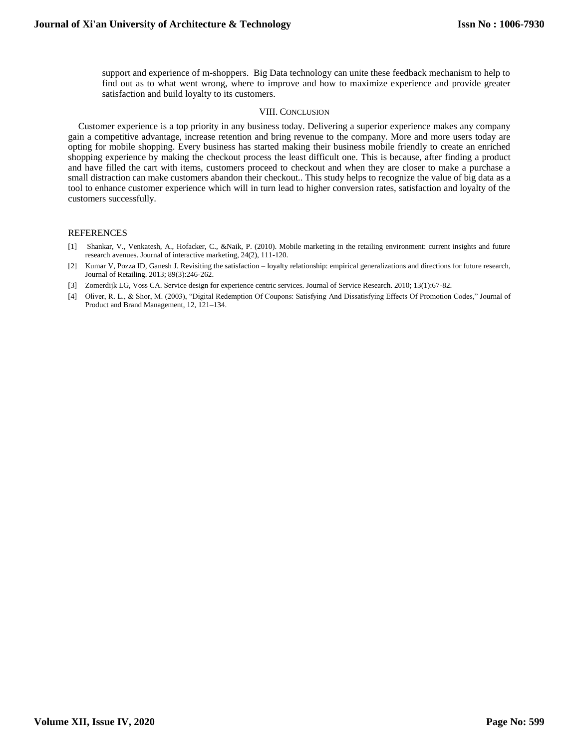support and experience of m-shoppers. Big Data technology can unite these feedback mechanism to help to find out as to what went wrong, where to improve and how to maximize experience and provide greater satisfaction and build loyalty to its customers.

## VIII. Conclusion

Customer experience is a top priority in any business today. Delivering a superior experience makes any company gain a competitive advantage, increase retention and bring revenue to the company. More and more users today are opting for mobile shopping. Every business has started making their business mobile friendly to create an enriched shopping experience by making the checkout process the least difficult one. This is because, after finding a product and have filled the cart with items, customers proceed to checkout and when they are closer to make a purchase a small distraction can make customers abandon their checkout.. This study helps to recognize the value of big data as a tool to enhance customer experience which will in turn lead to higher conversion rates, satisfaction and loyalty of the customers successfully.

## REFERENCES

[1] Shankar, V., Venkatesh, A., Hofacker, C., &Naik, P. (2010). Mobile marketing in the retailing environment: current insights and future research avenues. Journal of interactive marketing, 24(2), 111-120.

[2] Kumar V, Pozza ID, Ganesh J. Revisiting the satisfaction – loyalty relationship: empirical generalizations and directions for future research, Journal of Retailing. 2013; 89(3):246-262.

[3] Zomerdijk LG, Voss CA. Service design for experience centric services. Journal of Service Research. 2010; 13(1):67-82.

[4] Oliver, R. L., & Shor, M. (2003), "Digital Redemption Of Coupons: Satisfying And Dissatisfying Effects Of Promotion Codes," Journal of Product and Brand Management, 12, 121–134.